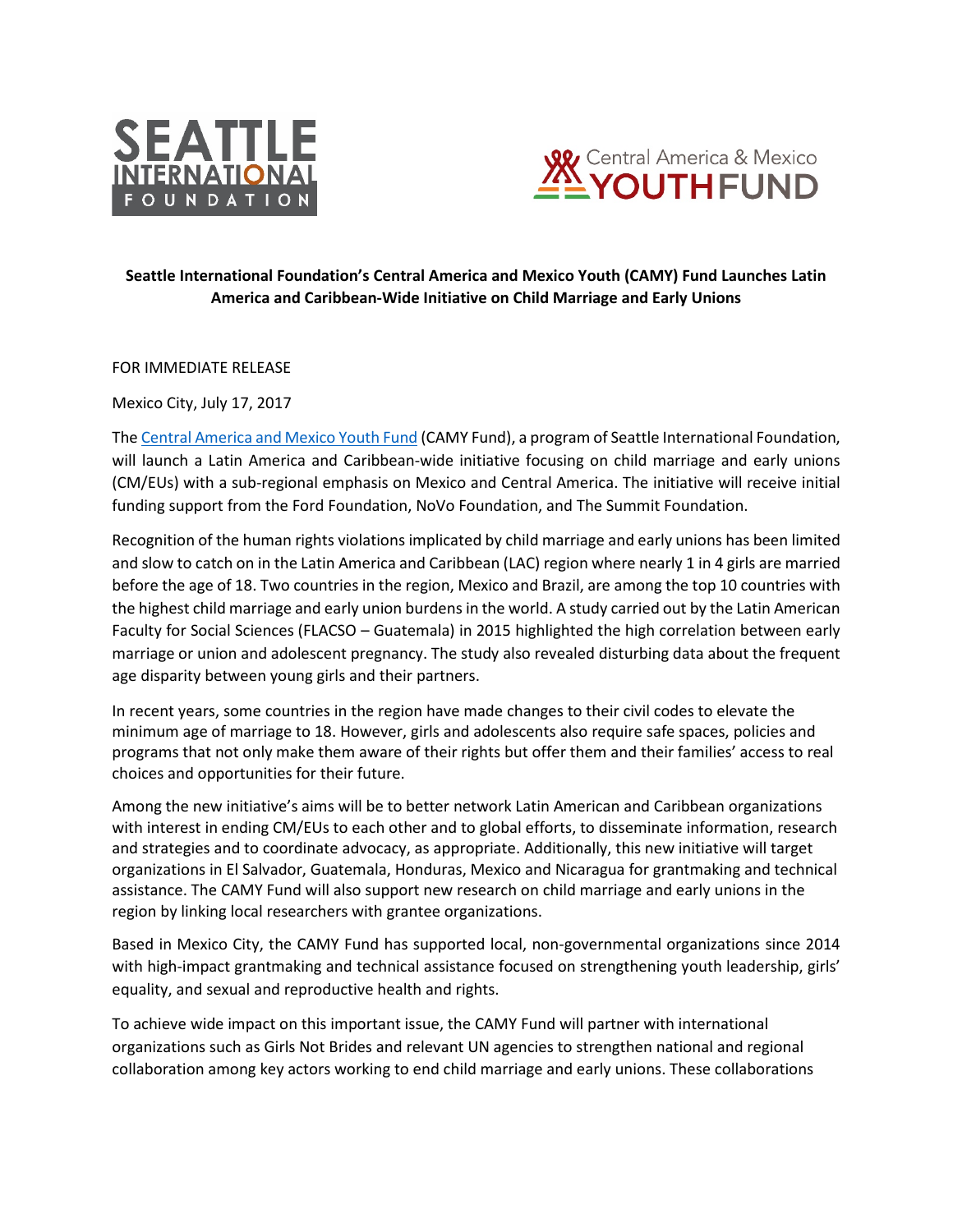**Seattle International Foundation's Central America and Mexico Youth (CAMY) Fund Launches Latin America and Caribbean-Wide Initiative on Child Marriage and Early Unions**

FOR IMMEDIATE RELEASE

Mexico City, July 17, 2017

The Central America and Mexico Youth Fund (CAMY Fund), a program of Seattle International Foundation, will launch a Latin America and Caribbean-wide initiative focusing on child marriage and early unions (CM/EUs) with a sub-regional emphasis on Mexico and Central America. The initiative will receive initial funding support from the Ford Foundation, NoVo Foundation, and The Summit Foundation.

Recognition of the human rights violations implicated by child marriage and early unions has been limited and slow to catch on in the Latin America and Caribbean (LAC) region where nearly 1 in 4 girls are married before the age of 18. Two countries in the region, Mexico and Brazil, are among the top 10 countries with the highest child marriage and early union burdens in the world. A study carried out by the Latin American Faculty for Social Sciences (FLACSO – Guatemala) in 2015 highlighted the high correlation between early marriage or union and adolescent pregnancy. The study also revealed disturbing data about the frequent age disparity between young girls and their partners.

In recent years, some countries in the region have made changes to their civil codes to elevate the minimum age of marriage to 18. However, girls and adolescents also require safe spaces, policies and programs that not only make them aware of their rights but offer them and their families' access to real choices and opportunities for their future.

Among the new initiative's aims will be to better network Latin American and Caribbean organizations with interest in ending CM/EUs to each other and to global efforts, to disseminate information, research and strategies and to coordinate advocacy, as appropriate. Additionally, this new initiative will target organizations in El Salvador, Guatemala, Honduras, Mexico and Nicaragua for grantmaking and technical assistance. The CAMY Fund will also support new research on child marriage and early unions in the region by linking local researchers with grantee organizations.

Based in Mexico City, the CAMY Fund has supported local, non-governmental organizations since 2014 with high-impact grantmaking and technical assistance focused on strengthening youth leadership, girls' equality, and sexual and reproductive health and rights.

To achieve wide impact on this important issue, the CAMY Fund will partner with international organizations such as Girls Not Brides and relevant UN agencies to strengthen national and regional collaboration among key actors working to end child marriage and early unions. These collaborations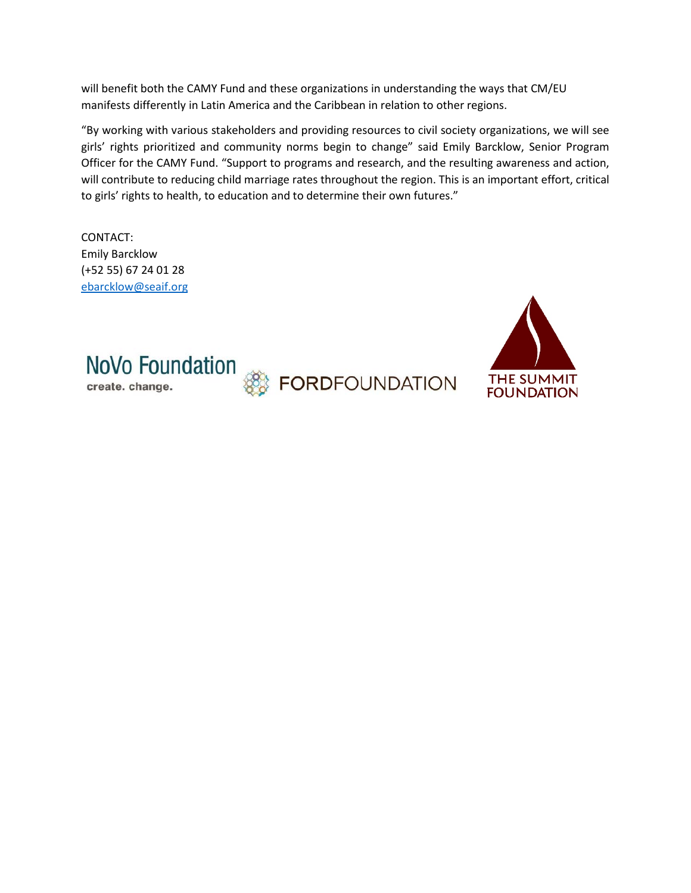will benefit both the CAMY Fund and these organizations in understanding the ways that CM/EU manifests differently in Latin America and the Caribbean in relation to other regions.

"By working with various stakeholders and providing resources to civil society organizations, we will see girls' rights prioritized and community norms begin to change" said Emily Barcklow, Senior Program Officer for the CAMY Fund. "Support to programs and research, and the resulting awareness and action, will contribute to reducing child marriage rates throughout the region. This is an important effort, critical to girls' rights to health, to education and to determine their own futures."

CONTACT:
Emily Barcklow
(+52 55) 67 24 01 28
ebarcklow@seaif.org

NoVo Foundation
create. change.

FORDFOUNDATION

THE SUMMIT FOUNDATION